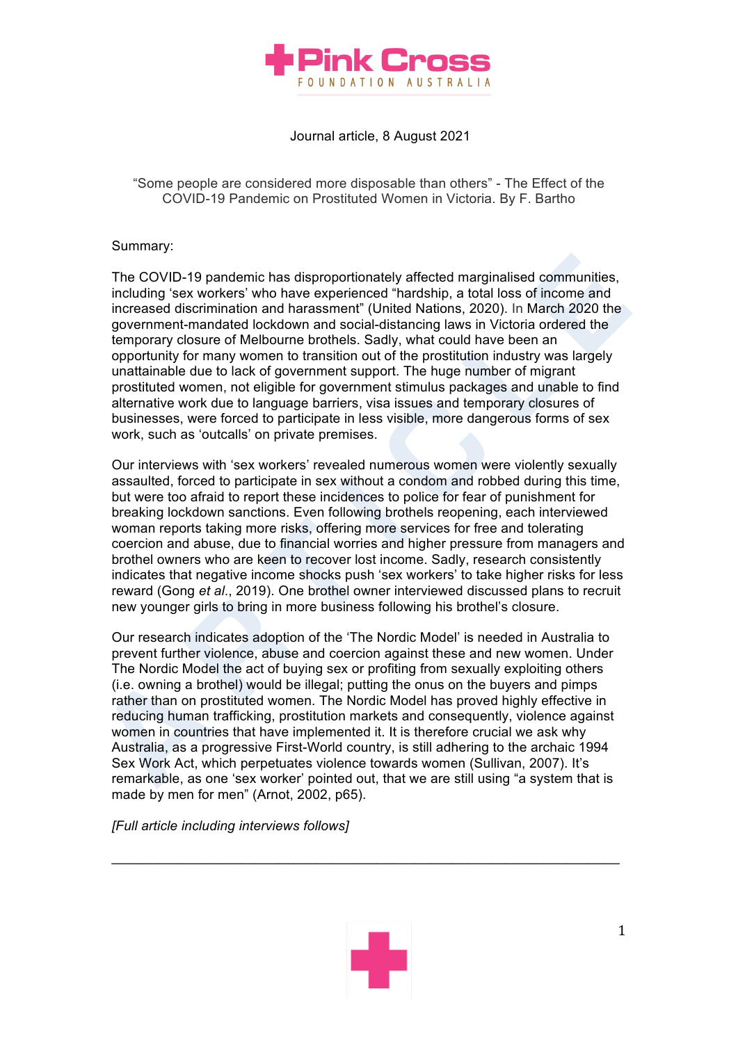Pink Cross
FOUNDATION AUSTRALIA

Journal article, 8 August 2021

"Some people are considered more disposable than others" - The Effect of the COVID-19 Pandemic on Prostituted Women in Victoria. By F. Bartho

Summary:

The COVID-19 pandemic has disproportionately affected marginalised communities, including 'sex workers' who have experienced "hardship, a total loss of income and increased discrimination and harassment" (United Nations, 2020). In March 2020 the government-mandated lockdown and social-distancing laws in Victoria ordered the temporary closure of Melbourne brothels. Sadly, what could have been an opportunity for many women to transition out of the prostitution industry was largely unattainable due to lack of government support. The huge number of migrant prostituted women, not eligible for government stimulus packages and unable to find alternative work due to language barriers, visa issues and temporary closures of businesses, were forced to participate in less visible, more dangerous forms of sex work, such as 'outcalls' on private premises.

Our interviews with 'sex workers' revealed numerous women were violently sexually assaulted, forced to participate in sex without a condom and robbed during this time, but were too afraid to report these incidences to police for fear of punishment for breaking lockdown sanctions. Even following brothels reopening, each interviewed woman reports taking more risks, offering more services for free and tolerating coercion and abuse, due to financial worries and higher pressure from managers and brothel owners who are keen to recover lost income. Sadly, research consistently indicates that negative income shocks push 'sex workers' to take higher risks for less reward (Gong *et al*., 2019). One brothel owner interviewed discussed plans to recruit new younger girls to bring in more business following his brothel's closure.

Our research indicates adoption of the 'The Nordic Model' is needed in Australia to prevent further violence, abuse and coercion against these and new women. Under The Nordic Model the act of buying sex or profiting from sexually exploiting others (i.e. owning a brothel) would be illegal; putting the onus on the buyers and pimps rather than on prostituted women. The Nordic Model has proved highly effective in reducing human trafficking, prostitution markets and consequently, violence against women in countries that have implemented it. It is therefore crucial we ask why Australia, as a progressive First-World country, is still adhering to the archaic 1994 Sex Work Act, which perpetuates violence towards women (Sullivan, 2007). It's remarkable, as one 'sex worker' pointed out, that we are still using "a system that is made by men for men" (Arnot, 2002, p65).

*[Full article including interviews follows]*

---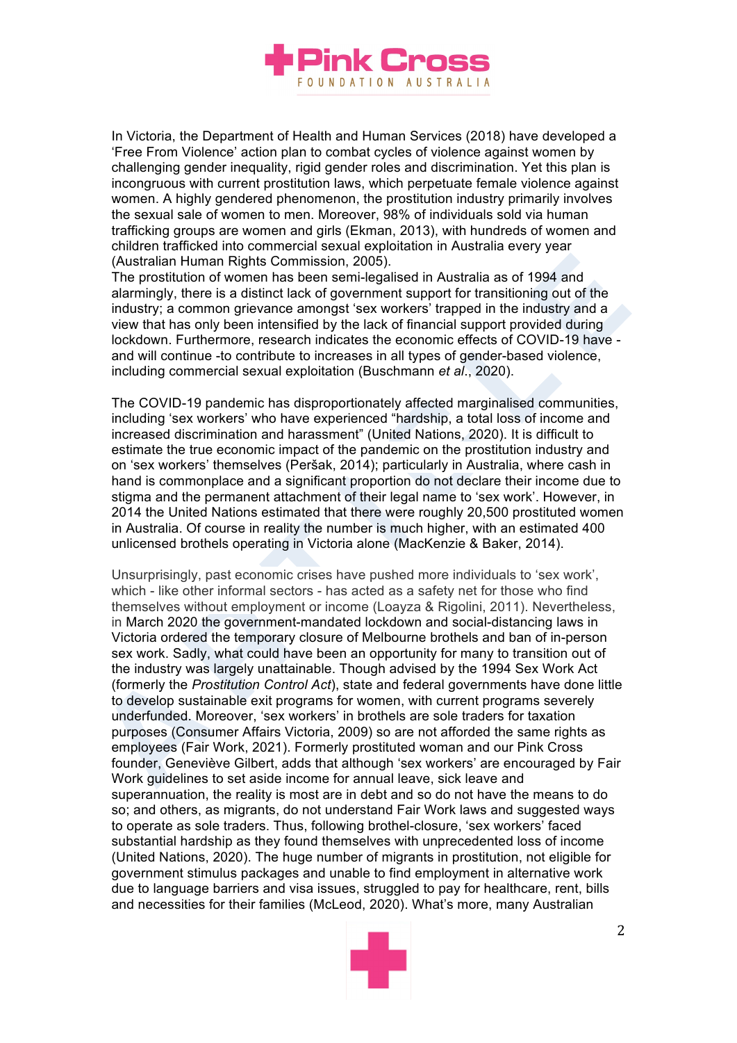In Victoria, the Department of Health and Human Services (2018) have developed a 'Free From Violence' action plan to combat cycles of violence against women by challenging gender inequality, rigid gender roles and discrimination. Yet this plan is incongruous with current prostitution laws, which perpetuate female violence against women. A highly gendered phenomenon, the prostitution industry primarily involves the sexual sale of women to men. Moreover, 98% of individuals sold via human trafficking groups are women and girls (Ekman, 2013), with hundreds of women and children trafficked into commercial sexual exploitation in Australia every year (Australian Human Rights Commission, 2005).
The prostitution of women has been semi-legalised in Australia as of 1994 and alarmingly, there is a distinct lack of government support for transitioning out of the industry; a common grievance amongst 'sex workers' trapped in the industry and a view that has only been intensified by the lack of financial support provided during lockdown. Furthermore, research indicates the economic effects of COVID-19 have - and will continue -to contribute to increases in all types of gender-based violence, including commercial sexual exploitation (Buschmann *et al*., 2020).

The COVID-19 pandemic has disproportionately affected marginalised communities, including 'sex workers' who have experienced "hardship, a total loss of income and increased discrimination and harassment" (United Nations, 2020). It is difficult to estimate the true economic impact of the pandemic on the prostitution industry and on 'sex workers' themselves (Peršak, 2014); particularly in Australia, where cash in hand is commonplace and a significant proportion do not declare their income due to stigma and the permanent attachment of their legal name to 'sex work'. However, in 2014 the United Nations estimated that there were roughly 20,500 prostituted women in Australia. Of course in reality the number is much higher, with an estimated 400 unlicensed brothels operating in Victoria alone (MacKenzie & Baker, 2014).

Unsurprisingly, past economic crises have pushed more individuals to 'sex work', which - like other informal sectors - has acted as a safety net for those who find themselves without employment or income (Loayza & Rigolini, 2011). Nevertheless, in March 2020 the government-mandated lockdown and social-distancing laws in Victoria ordered the temporary closure of Melbourne brothels and ban of in-person sex work. Sadly, what could have been an opportunity for many to transition out of the industry was largely unattainable. Though advised by the 1994 Sex Work Act (formerly the *Prostitution Control Act*), state and federal governments have done little to develop sustainable exit programs for women, with current programs severely underfunded. Moreover, 'sex workers' in brothels are sole traders for taxation purposes (Consumer Affairs Victoria, 2009) so are not afforded the same rights as employees (Fair Work, 2021). Formerly prostituted woman and our Pink Cross founder, Geneviève Gilbert, adds that although 'sex workers' are encouraged by Fair Work guidelines to set aside income for annual leave, sick leave and superannuation, the reality is most are in debt and so do not have the means to do so; and others, as migrants, do not understand Fair Work laws and suggested ways to operate as sole traders. Thus, following brothel-closure, 'sex workers' faced substantial hardship as they found themselves with unprecedented loss of income (United Nations, 2020). The huge number of migrants in prostitution, not eligible for government stimulus packages and unable to find employment in alternative work due to language barriers and visa issues, struggled to pay for healthcare, rent, bills and necessities for their families (McLeod, 2020). What's more, many Australian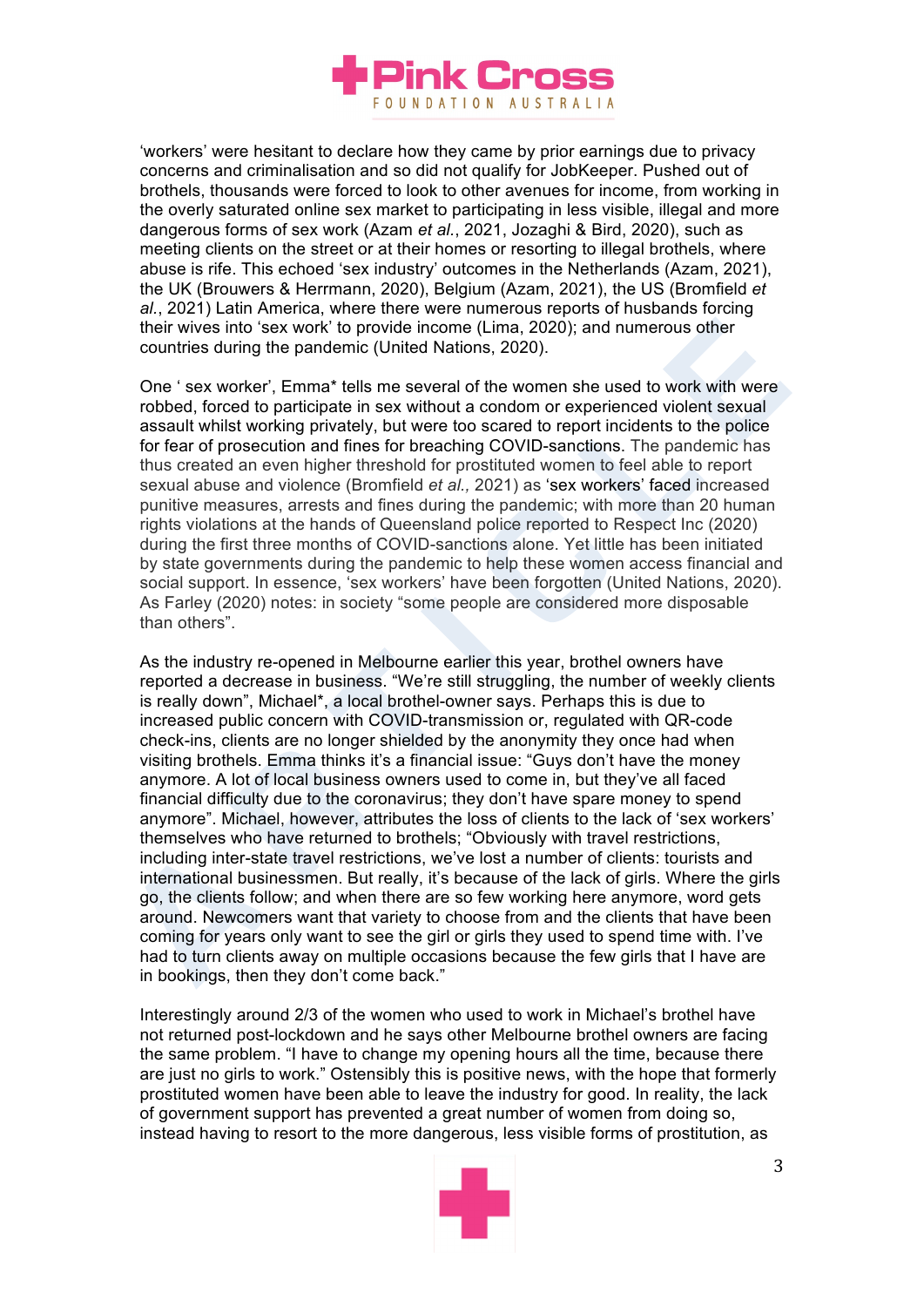'workers' were hesitant to declare how they came by prior earnings due to privacy concerns and criminalisation and so did not qualify for JobKeeper. Pushed out of brothels, thousands were forced to look to other avenues for income, from working in the overly saturated online sex market to participating in less visible, illegal and more dangerous forms of sex work (Azam *et al.*, 2021, Jozaghi & Bird, 2020), such as meeting clients on the street or at their homes or resorting to illegal brothels, where abuse is rife. This echoed 'sex industry' outcomes in the Netherlands (Azam, 2021), the UK (Brouwers & Herrmann, 2020), Belgium (Azam, 2021), the US (Bromfield *et al.*, 2021) Latin America, where there were numerous reports of husbands forcing their wives into 'sex work' to provide income (Lima, 2020); and numerous other countries during the pandemic (United Nations, 2020).

One ' sex worker', Emma* tells me several of the women she used to work with were robbed, forced to participate in sex without a condom or experienced violent sexual assault whilst working privately, but were too scared to report incidents to the police for fear of prosecution and fines for breaching COVID-sanctions. The pandemic has thus created an even higher threshold for prostituted women to feel able to report sexual abuse and violence (Bromfield *et al.,* 2021) as 'sex workers' faced increased punitive measures, arrests and fines during the pandemic; with more than 20 human rights violations at the hands of Queensland police reported to Respect Inc (2020) during the first three months of COVID-sanctions alone. Yet little has been initiated by state governments during the pandemic to help these women access financial and social support. In essence, 'sex workers' have been forgotten (United Nations, 2020). As Farley (2020) notes: in society "some people are considered more disposable than others".

As the industry re-opened in Melbourne earlier this year, brothel owners have reported a decrease in business. "We're still struggling, the number of weekly clients is really down", Michael*, a local brothel-owner says. Perhaps this is due to increased public concern with COVID-transmission or, regulated with QR-code check-ins, clients are no longer shielded by the anonymity they once had when visiting brothels. Emma thinks it's a financial issue: "Guys don't have the money anymore. A lot of local business owners used to come in, but they've all faced financial difficulty due to the coronavirus; they don't have spare money to spend anymore". Michael, however, attributes the loss of clients to the lack of 'sex workers' themselves who have returned to brothels; "Obviously with travel restrictions, including inter-state travel restrictions, we've lost a number of clients: tourists and international businessmen. But really, it's because of the lack of girls. Where the girls go, the clients follow; and when there are so few working here anymore, word gets around. Newcomers want that variety to choose from and the clients that have been coming for years only want to see the girl or girls they used to spend time with. I've had to turn clients away on multiple occasions because the few girls that I have are in bookings, then they don't come back."

Interestingly around 2/3 of the women who used to work in Michael's brothel have not returned post-lockdown and he says other Melbourne brothel owners are facing the same problem. "I have to change my opening hours all the time, because there are just no girls to work." Ostensibly this is positive news, with the hope that formerly prostituted women have been able to leave the industry for good. In reality, the lack of government support has prevented a great number of women from doing so, instead having to resort to the more dangerous, less visible forms of prostitution, as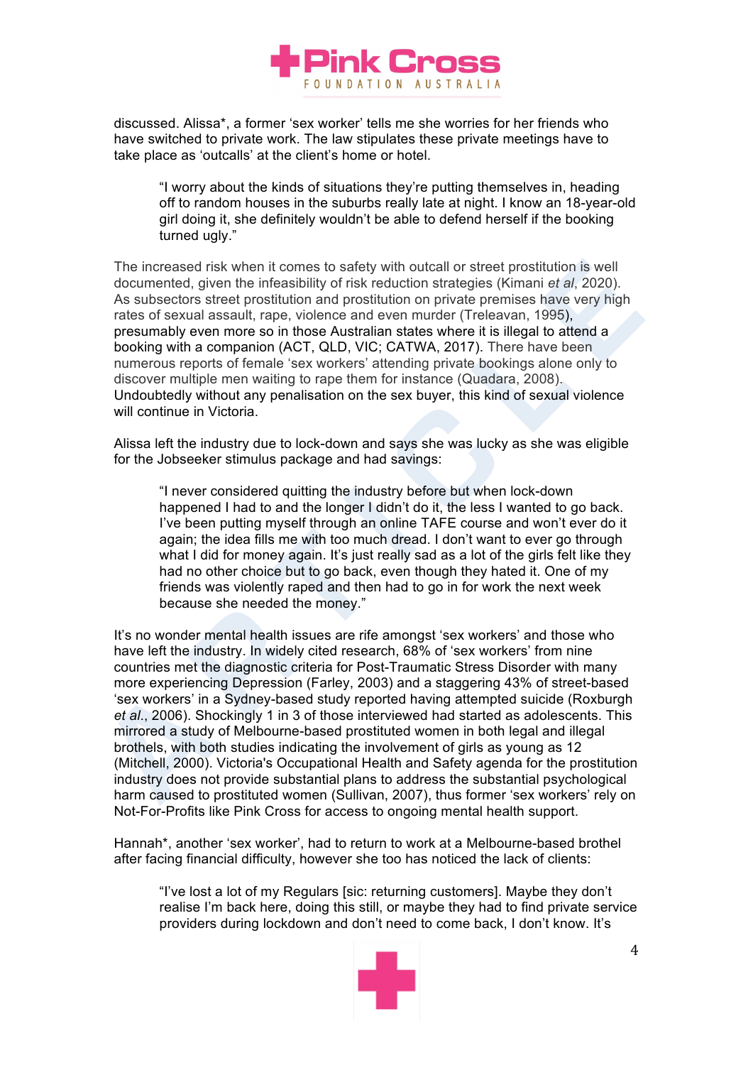discussed. Alissa*, a former 'sex worker' tells me she worries for her friends who have switched to private work. The law stipulates these private meetings have to take place as 'outcalls' at the client's home or hotel.

> "I worry about the kinds of situations they're putting themselves in, heading off to random houses in the suburbs really late at night. I know an 18-year-old girl doing it, she definitely wouldn't be able to defend herself if the booking turned ugly."

The increased risk when it comes to safety with outcall or street prostitution is well documented, given the infeasibility of risk reduction strategies (Kimani *et al*, 2020). As subsectors street prostitution and prostitution on private premises have very high rates of sexual assault, rape, violence and even murder (Treleavan, 1995), presumably even more so in those Australian states where it is illegal to attend a booking with a companion (ACT, QLD, VIC; CATWA, 2017). There have been numerous reports of female 'sex workers' attending private bookings alone only to discover multiple men waiting to rape them for instance (Quadara, 2008). Undoubtedly without any penalisation on the sex buyer, this kind of sexual violence will continue in Victoria.

Alissa left the industry due to lock-down and says she was lucky as she was eligible for the Jobseeker stimulus package and had savings:

> "I never considered quitting the industry before but when lock-down happened I had to and the longer I didn't do it, the less I wanted to go back. I've been putting myself through an online TAFE course and won't ever do it again; the idea fills me with too much dread. I don't want to ever go through what I did for money again. It's just really sad as a lot of the girls felt like they had no other choice but to go back, even though they hated it. One of my friends was violently raped and then had to go in for work the next week because she needed the money."

It's no wonder mental health issues are rife amongst 'sex workers' and those who have left the industry. In widely cited research, 68% of 'sex workers' from nine countries met the diagnostic criteria for Post-Traumatic Stress Disorder with many more experiencing Depression (Farley, 2003) and a staggering 43% of street-based 'sex workers' in a Sydney-based study reported having attempted suicide (Roxburgh *et al*., 2006). Shockingly 1 in 3 of those interviewed had started as adolescents. This mirrored a study of Melbourne-based prostituted women in both legal and illegal brothels, with both studies indicating the involvement of girls as young as 12 (Mitchell, 2000). Victoria's Occupational Health and Safety agenda for the prostitution industry does not provide substantial plans to address the substantial psychological harm caused to prostituted women (Sullivan, 2007), thus former 'sex workers' rely on Not-For-Profits like Pink Cross for access to ongoing mental health support.

Hannah*, another 'sex worker', had to return to work at a Melbourne-based brothel after facing financial difficulty, however she too has noticed the lack of clients:

> "I've lost a lot of my Regulars [sic: returning customers]. Maybe they don't realise I'm back here, doing this still, or maybe they had to find private service providers during lockdown and don't need to come back, I don't know. It's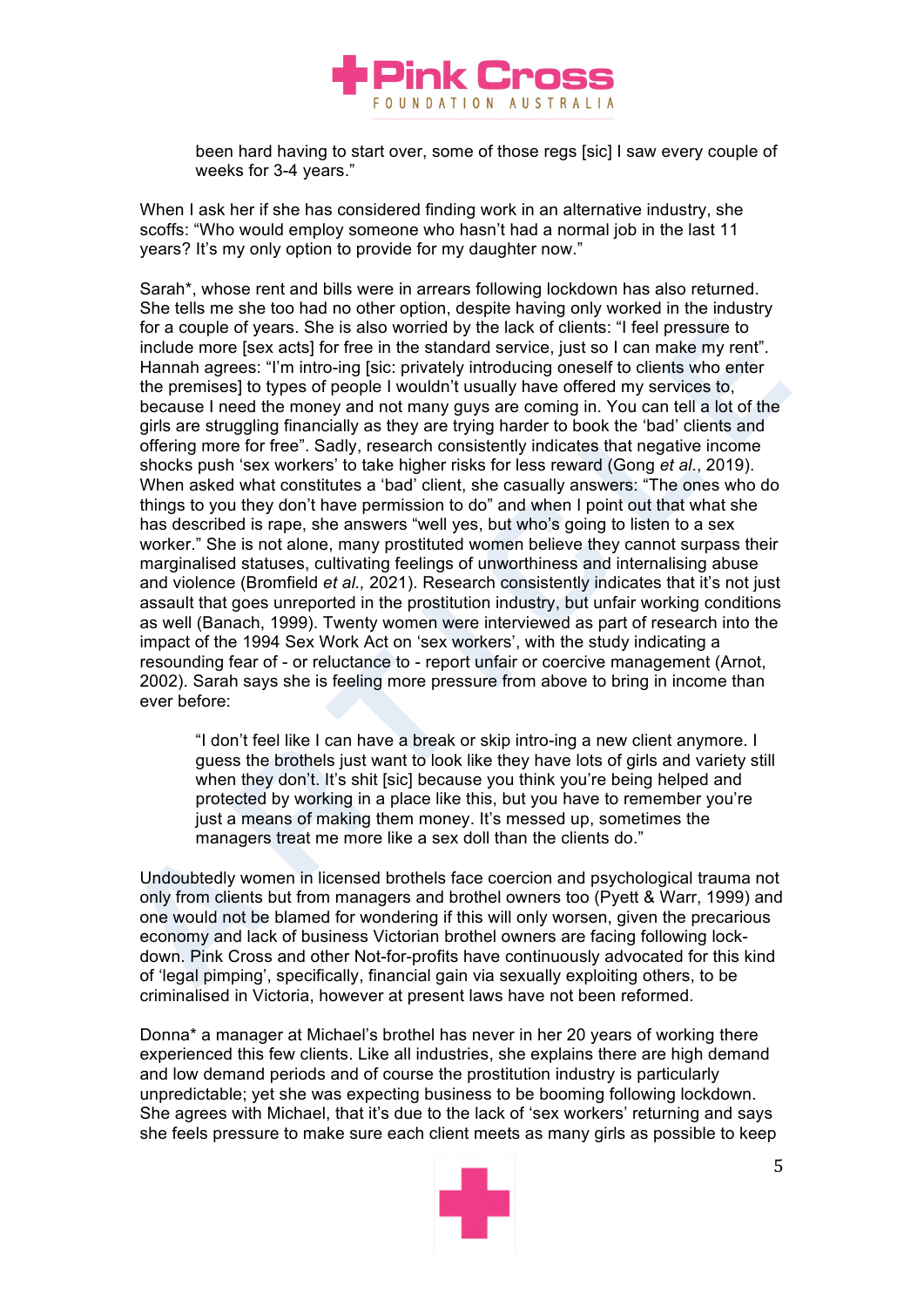> been hard having to start over, some of those regs [sic] I saw every couple of weeks for 3-4 years."

When I ask her if she has considered finding work in an alternative industry, she scoffs: "Who would employ someone who hasn't had a normal job in the last 11 years? It's my only option to provide for my daughter now."

Sarah*, whose rent and bills were in arrears following lockdown has also returned. She tells me she too had no other option, despite having only worked in the industry for a couple of years. She is also worried by the lack of clients: "I feel pressure to include more [sex acts] for free in the standard service, just so I can make my rent". Hannah agrees: "I'm intro-ing [sic: privately introducing oneself to clients who enter the premises] to types of people I wouldn't usually have offered my services to, because I need the money and not many guys are coming in. You can tell a lot of the girls are struggling financially as they are trying harder to book the 'bad' clients and offering more for free". Sadly, research consistently indicates that negative income shocks push 'sex workers' to take higher risks for less reward (Gong *et al*., 2019). When asked what constitutes a 'bad' client, she casually answers: "The ones who do things to you they don't have permission to do" and when I point out that what she has described is rape, she answers "well yes, but who's going to listen to a sex worker." She is not alone, many prostituted women believe they cannot surpass their marginalised statuses, cultivating feelings of unworthiness and internalising abuse and violence (Bromfield *et al.,* 2021). Research consistently indicates that it's not just assault that goes unreported in the prostitution industry, but unfair working conditions as well (Banach, 1999). Twenty women were interviewed as part of research into the impact of the 1994 Sex Work Act on 'sex workers', with the study indicating a resounding fear of - or reluctance to - report unfair or coercive management (Arnot, 2002). Sarah says she is feeling more pressure from above to bring in income than ever before:

> "I don't feel like I can have a break or skip intro-ing a new client anymore. I guess the brothels just want to look like they have lots of girls and variety still when they don't. It's shit [sic] because you think you're being helped and protected by working in a place like this, but you have to remember you're just a means of making them money. It's messed up, sometimes the managers treat me more like a sex doll than the clients do."

Undoubtedly women in licensed brothels face coercion and psychological trauma not only from clients but from managers and brothel owners too (Pyett & Warr, 1999) and one would not be blamed for wondering if this will only worsen, given the precarious economy and lack of business Victorian brothel owners are facing following lock-down. Pink Cross and other Not-for-profits have continuously advocated for this kind of 'legal pimping', specifically, financial gain via sexually exploiting others, to be criminalised in Victoria, however at present laws have not been reformed.

Donna* a manager at Michael's brothel has never in her 20 years of working there experienced this few clients. Like all industries, she explains there are high demand and low demand periods and of course the prostitution industry is particularly unpredictable; yet she was expecting business to be booming following lockdown. She agrees with Michael, that it's due to the lack of 'sex workers' returning and says she feels pressure to make sure each client meets as many girls as possible to keep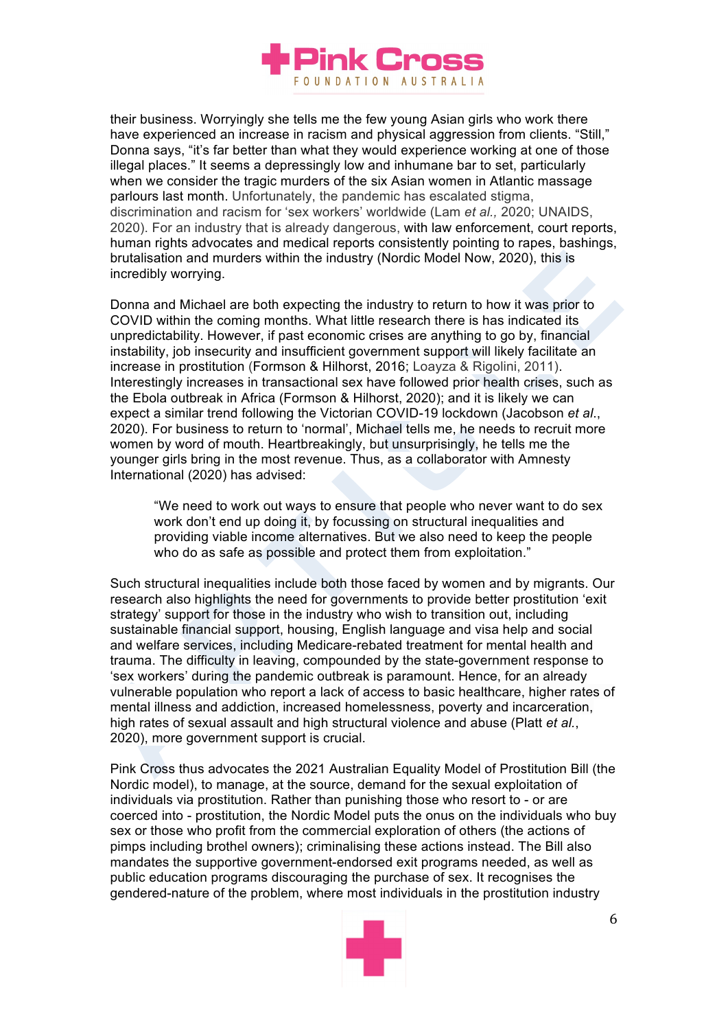their business. Worryingly she tells me the few young Asian girls who work there have experienced an increase in racism and physical aggression from clients. "Still," Donna says, "it's far better than what they would experience working at one of those illegal places." It seems a depressingly low and inhumane bar to set, particularly when we consider the tragic murders of the six Asian women in Atlantic massage parlours last month. Unfortunately, the pandemic has escalated stigma, discrimination and racism for 'sex workers' worldwide (Lam *et al.,* 2020; UNAIDS, 2020). For an industry that is already dangerous, with law enforcement, court reports, human rights advocates and medical reports consistently pointing to rapes, bashings, brutalisation and murders within the industry (Nordic Model Now, 2020), this is incredibly worrying.

Donna and Michael are both expecting the industry to return to how it was prior to COVID within the coming months. What little research there is has indicated its unpredictability. However, if past economic crises are anything to go by, financial instability, job insecurity and insufficient government support will likely facilitate an increase in prostitution (Formson & Hilhorst, 2016; Loayza & Rigolini, 2011). Interestingly increases in transactional sex have followed prior health crises, such as the Ebola outbreak in Africa (Formson & Hilhorst, 2020); and it is likely we can expect a similar trend following the Victorian COVID-19 lockdown (Jacobson *et al*., 2020). For business to return to 'normal', Michael tells me, he needs to recruit more women by word of mouth. Heartbreakingly, but unsurprisingly, he tells me the younger girls bring in the most revenue. Thus, as a collaborator with Amnesty International (2020) has advised:

> "We need to work out ways to ensure that people who never want to do sex work don't end up doing it, by focussing on structural inequalities and providing viable income alternatives. But we also need to keep the people who do as safe as possible and protect them from exploitation."

Such structural inequalities include both those faced by women and by migrants. Our research also highlights the need for governments to provide better prostitution 'exit strategy' support for those in the industry who wish to transition out, including sustainable financial support, housing, English language and visa help and social and welfare services, including Medicare-rebated treatment for mental health and trauma. The difficulty in leaving, compounded by the state-government response to 'sex workers' during the pandemic outbreak is paramount. Hence, for an already vulnerable population who report a lack of access to basic healthcare, higher rates of mental illness and addiction, increased homelessness, poverty and incarceration, high rates of sexual assault and high structural violence and abuse (Platt *et al*., 2020), more government support is crucial.

Pink Cross thus advocates the 2021 Australian Equality Model of Prostitution Bill (the Nordic model), to manage, at the source, demand for the sexual exploitation of individuals via prostitution. Rather than punishing those who resort to - or are coerced into - prostitution, the Nordic Model puts the onus on the individuals who buy sex or those who profit from the commercial exploration of others (the actions of pimps including brothel owners); criminalising these actions instead. The Bill also mandates the supportive government-endorsed exit programs needed, as well as public education programs discouraging the purchase of sex. It recognises the gendered-nature of the problem, where most individuals in the prostitution industry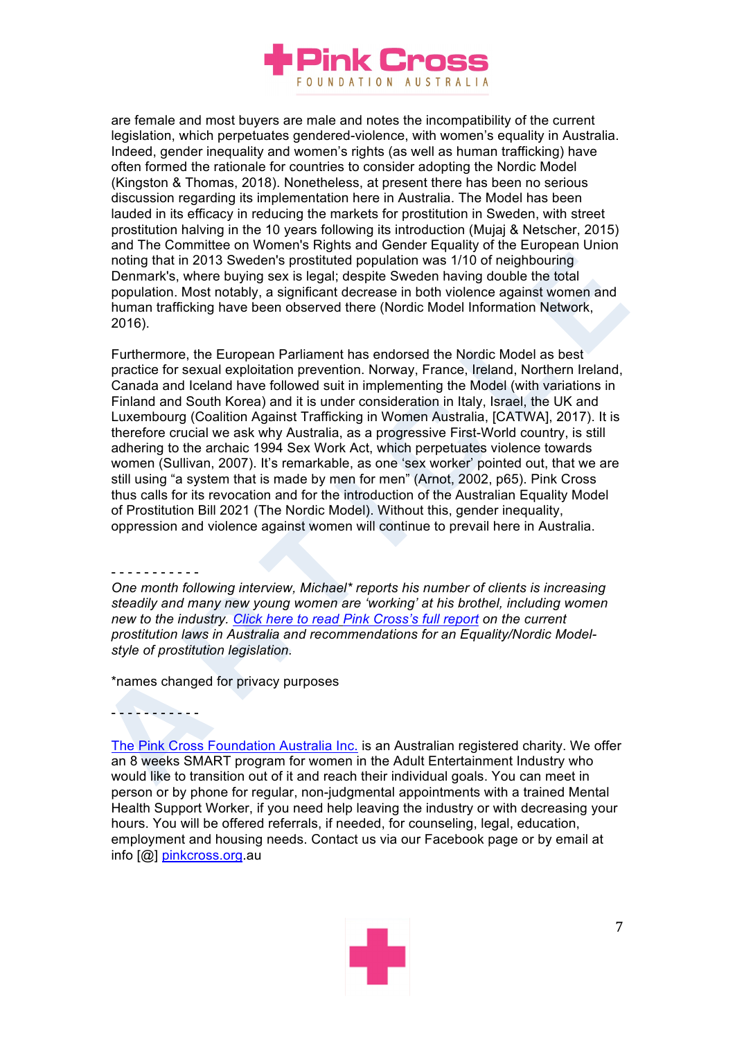are female and most buyers are male and notes the incompatibility of the current legislation, which perpetuates gendered-violence, with women's equality in Australia. Indeed, gender inequality and women's rights (as well as human trafficking) have often formed the rationale for countries to consider adopting the Nordic Model (Kingston & Thomas, 2018). Nonetheless, at present there has been no serious discussion regarding its implementation here in Australia. The Model has been lauded in its efficacy in reducing the markets for prostitution in Sweden, with street prostitution halving in the 10 years following its introduction (Mujaj & Netscher, 2015) and The Committee on Women's Rights and Gender Equality of the European Union noting that in 2013 Sweden's prostituted population was 1/10 of neighbouring Denmark's, where buying sex is legal; despite Sweden having double the total population. Most notably, a significant decrease in both violence against women and human trafficking have been observed there (Nordic Model Information Network, 2016).

Furthermore, the European Parliament has endorsed the Nordic Model as best practice for sexual exploitation prevention. Norway, France, Ireland, Northern Ireland, Canada and Iceland have followed suit in implementing the Model (with variations in Finland and South Korea) and it is under consideration in Italy, Israel, the UK and Luxembourg (Coalition Against Trafficking in Women Australia, [CATWA], 2017). It is therefore crucial we ask why Australia, as a progressive First-World country, is still adhering to the archaic 1994 Sex Work Act, which perpetuates violence towards women (Sullivan, 2007). It's remarkable, as one 'sex worker' pointed out, that we are still using "a system that is made by men for men" (Arnot, 2002, p65). Pink Cross thus calls for its revocation and for the introduction of the Australian Equality Model of Prostitution Bill 2021 (The Nordic Model). Without this, gender inequality, oppression and violence against women will continue to prevail here in Australia.

- - - - - - - - - - -

*One month following interview, Michael\* reports his number of clients is increasing steadily and many new young women are 'working' at his brothel, including women new to the industry. [Click here to read Pink Cross's full report] on the current prostitution laws in Australia and recommendations for an Equality/Nordic Model-style of prostitution legislation.*

*names changed for privacy purposes

- - - - - - - - - - -

The Pink Cross Foundation Australia Inc. is an Australian registered charity. We offer an 8 weeks SMART program for women in the Adult Entertainment Industry who would like to transition out of it and reach their individual goals. You can meet in person or by phone for regular, non-judgmental appointments with a trained Mental Health Support Worker, if you need help leaving the industry or with decreasing your hours. You will be offered referrals, if needed, for counseling, legal, education, employment and housing needs. Contact us via our Facebook page or by email at info [@] pinkcross.org.au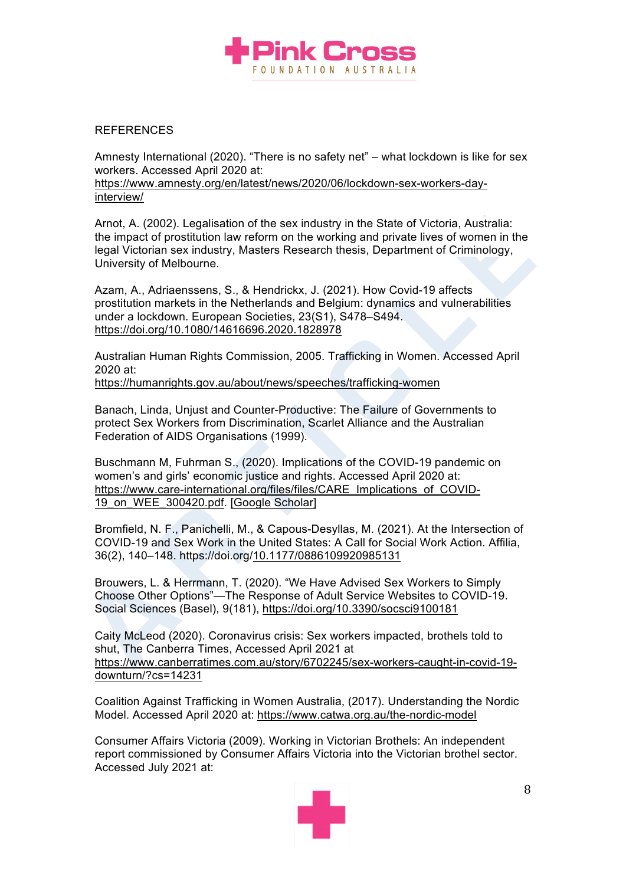REFERENCES

Amnesty International (2020). "There is no safety net" – what lockdown is like for sex workers. Accessed April 2020 at: https://www.amnesty.org/en/latest/news/2020/06/lockdown-sex-workers-day-interview/

Arnot, A. (2002). Legalisation of the sex industry in the State of Victoria, Australia: the impact of prostitution law reform on the working and private lives of women in the legal Victorian sex industry, Masters Research thesis, Department of Criminology, University of Melbourne.

Azam, A., Adriaenssens, S., & Hendrickx, J. (2021). How Covid-19 affects prostitution markets in the Netherlands and Belgium: dynamics and vulnerabilities under a lockdown. European Societies, 23(S1), S478–S494. https://doi.org/10.1080/14616696.2020.1828978

Australian Human Rights Commission, 2005. Trafficking in Women. Accessed April 2020 at: https://humanrights.gov.au/about/news/speeches/trafficking-women

Banach, Linda, Unjust and Counter-Productive: The Failure of Governments to protect Sex Workers from Discrimination, Scarlet Alliance and the Australian Federation of AIDS Organisations (1999).

Buschmann M, Fuhrman S., (2020). Implications of the COVID-19 pandemic on women's and girls' economic justice and rights. Accessed April 2020 at: https://www.care-international.org/files/files/CARE_Implications_of_COVID-19_on_WEE_300420.pdf. [Google Scholar]

Bromfield, N. F., Panichelli, M., & Capous-Desyllas, M. (2021). At the Intersection of COVID-19 and Sex Work in the United States: A Call for Social Work Action. Affilia, 36(2), 140–148. https://doi.org/10.1177/0886109920985131

Brouwers, L. & Herrmann, T. (2020). "We Have Advised Sex Workers to Simply Choose Other Options"—The Response of Adult Service Websites to COVID-19. Social Sciences (Basel), 9(181), https://doi.org/10.3390/socsci9100181

Caity McLeod (2020). Coronavirus crisis: Sex workers impacted, brothels told to shut, The Canberra Times, Accessed April 2021 at https://www.canberratimes.com.au/story/6702245/sex-workers-caught-in-covid-19-downturn/?cs=14231

Coalition Against Trafficking in Women Australia, (2017). Understanding the Nordic Model. Accessed April 2020 at: https://www.catwa.org.au/the-nordic-model

Consumer Affairs Victoria (2009). Working in Victorian Brothels: An independent report commissioned by Consumer Affairs Victoria into the Victorian brothel sector. Accessed July 2021 at: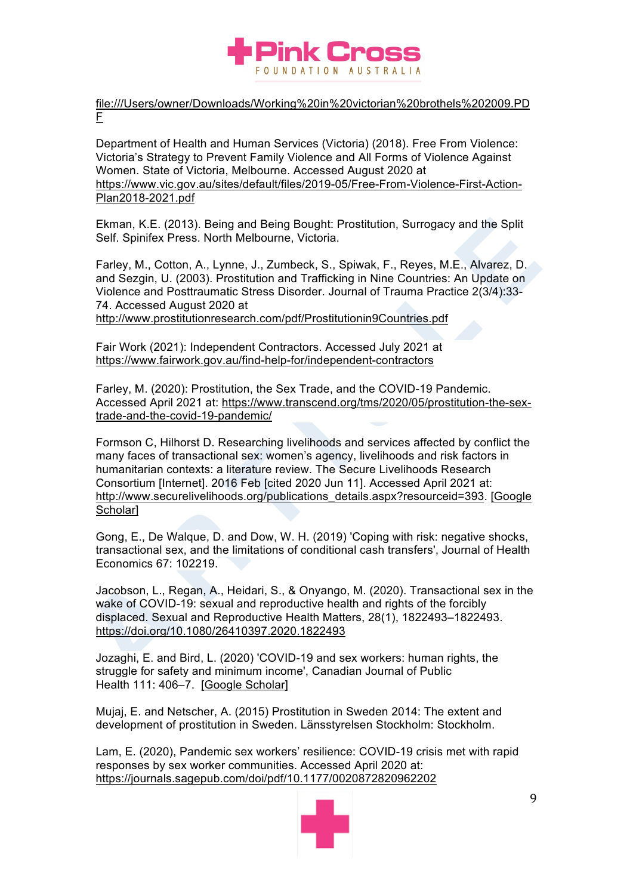file:///Users/owner/Downloads/Working%20in%20victorian%20brothels%202009.PDF

Department of Health and Human Services (Victoria) (2018). Free From Violence: Victoria's Strategy to Prevent Family Violence and All Forms of Violence Against Women. State of Victoria, Melbourne. Accessed August 2020 at https://www.vic.gov.au/sites/default/files/2019-05/Free-From-Violence-First-Action-Plan2018-2021.pdf

Ekman, K.E. (2013). Being and Being Bought: Prostitution, Surrogacy and the Split Self. Spinifex Press. North Melbourne, Victoria.

Farley, M., Cotton, A., Lynne, J., Zumbeck, S., Spiwak, F., Reyes, M.E., Alvarez, D. and Sezgin, U. (2003). Prostitution and Trafficking in Nine Countries: An Update on Violence and Posttraumatic Stress Disorder. Journal of Trauma Practice 2(3/4):33-74. Accessed August 2020 at http://www.prostitutionresearch.com/pdf/Prostitutionin9Countries.pdf

Fair Work (2021): Independent Contractors. Accessed July 2021 at https://www.fairwork.gov.au/find-help-for/independent-contractors

Farley, M. (2020): Prostitution, the Sex Trade, and the COVID-19 Pandemic. Accessed April 2021 at: https://www.transcend.org/tms/2020/05/prostitution-the-sex-trade-and-the-covid-19-pandemic/

Formson C, Hilhorst D. Researching livelihoods and services affected by conflict the many faces of transactional sex: women's agency, livelihoods and risk factors in humanitarian contexts: a literature review. The Secure Livelihoods Research Consortium [Internet]. 2016 Feb [cited 2020 Jun 11]. Accessed April 2021 at: http://www.securelivelihoods.org/publications_details.aspx?resourceid=393. [Google Scholar]

Gong, E., De Walque, D. and Dow, W. H. (2019) 'Coping with risk: negative shocks, transactional sex, and the limitations of conditional cash transfers', Journal of Health Economics 67: 102219.

Jacobson, L., Regan, A., Heidari, S., & Onyango, M. (2020). Transactional sex in the wake of COVID-19: sexual and reproductive health and rights of the forcibly displaced. Sexual and Reproductive Health Matters, 28(1), 1822493–1822493. https://doi.org/10.1080/26410397.2020.1822493

Jozaghi, E. and Bird, L. (2020) 'COVID-19 and sex workers: human rights, the struggle for safety and minimum income', Canadian Journal of Public Health 111: 406–7. [Google Scholar]

Mujaj, E. and Netscher, A. (2015) Prostitution in Sweden 2014: The extent and development of prostitution in Sweden. Länsstyrelsen Stockholm: Stockholm.

Lam, E. (2020), Pandemic sex workers' resilience: COVID-19 crisis met with rapid responses by sex worker communities. Accessed April 2020 at: https://journals.sagepub.com/doi/pdf/10.1177/0020872820962202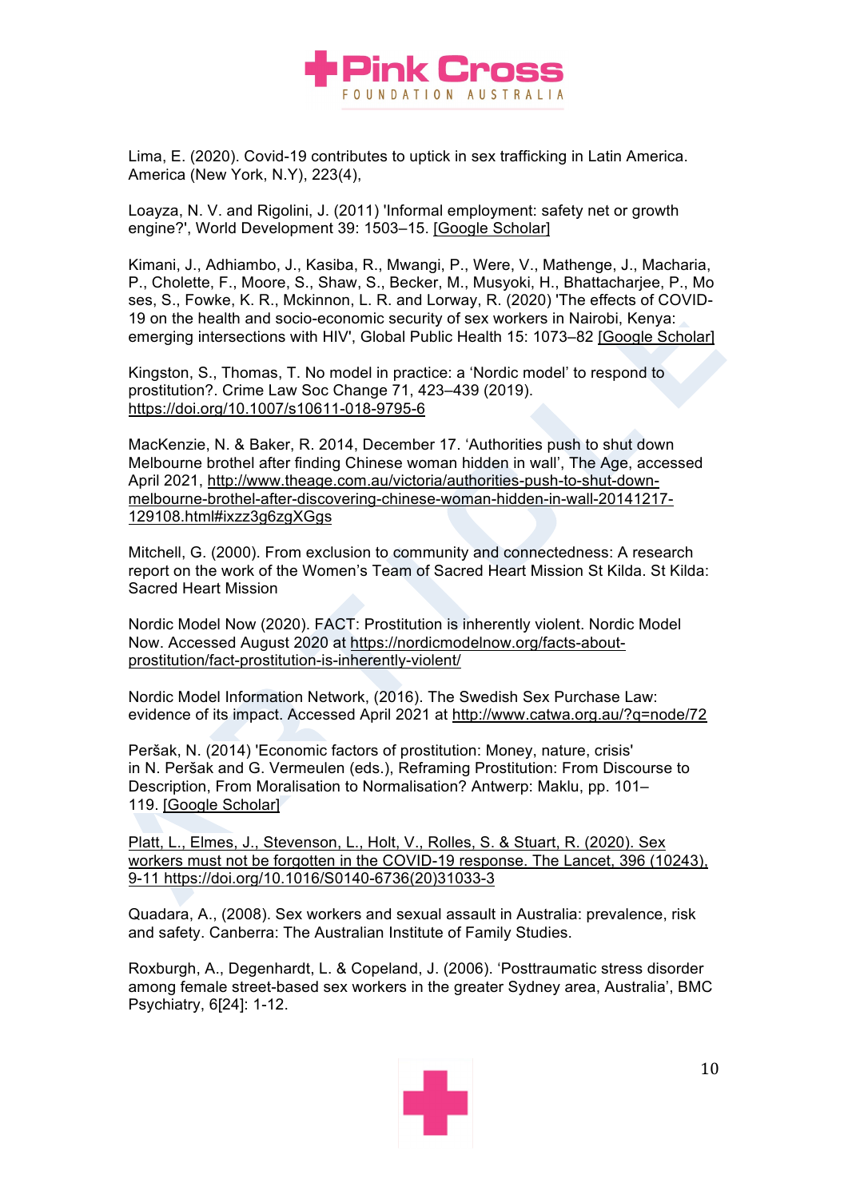Lima, E. (2020). Covid-19 contributes to uptick in sex trafficking in Latin America. America (New York, N.Y), 223(4),

Loayza, N. V. and Rigolini, J. (2011) 'Informal employment: safety net or growth engine?', World Development 39: 1503–15. [Google Scholar]

Kimani, J., Adhiambo, J., Kasiba, R., Mwangi, P., Were, V., Mathenge, J., Macharia, P., Cholette, F., Moore, S., Shaw, S., Becker, M., Musyoki, H., Bhattacharjee, P., Moses, S., Fowke, K. R., Mckinnon, L. R. and Lorway, R. (2020) 'The effects of COVID-19 on the health and socio-economic security of sex workers in Nairobi, Kenya: emerging intersections with HIV', Global Public Health 15: 1073–82 [Google Scholar]

Kingston, S., Thomas, T. No model in practice: a 'Nordic model' to respond to prostitution?. Crime Law Soc Change 71, 423–439 (2019). https://doi.org/10.1007/s10611-018-9795-6

MacKenzie, N. & Baker, R. 2014, December 17. 'Authorities push to shut down Melbourne brothel after finding Chinese woman hidden in wall', The Age, accessed April 2021, http://www.theage.com.au/victoria/authorities-push-to-shut-down-melbourne-brothel-after-discovering-chinese-woman-hidden-in-wall-20141217-129108.html#ixzz3g6zgXGgs

Mitchell, G. (2000). From exclusion to community and connectedness: A research report on the work of the Women's Team of Sacred Heart Mission St Kilda. St Kilda: Sacred Heart Mission

Nordic Model Now (2020). FACT: Prostitution is inherently violent. Nordic Model Now. Accessed August 2020 at https://nordicmodelnow.org/facts-about-prostitution/fact-prostitution-is-inherently-violent/

Nordic Model Information Network, (2016). The Swedish Sex Purchase Law: evidence of its impact. Accessed April 2021 at http://www.catwa.org.au/?q=node/72

Peršak, N. (2014) 'Economic factors of prostitution: Money, nature, crisis' in N. Peršak and G. Vermeulen (eds.), Reframing Prostitution: From Discourse to Description, From Moralisation to Normalisation? Antwerp: Maklu, pp. 101–119. [Google Scholar]

Platt, L., Elmes, J., Stevenson, L., Holt, V., Rolles, S. & Stuart, R. (2020). Sex workers must not be forgotten in the COVID-19 response. The Lancet, 396 (10243), 9-11 https://doi.org/10.1016/S0140-6736(20)31033-3

Quadara, A., (2008). Sex workers and sexual assault in Australia: prevalence, risk and safety. Canberra: The Australian Institute of Family Studies.

Roxburgh, A., Degenhardt, L. & Copeland, J. (2006). 'Posttraumatic stress disorder among female street-based sex workers in the greater Sydney area, Australia', BMC Psychiatry, 6[24]: 1-12.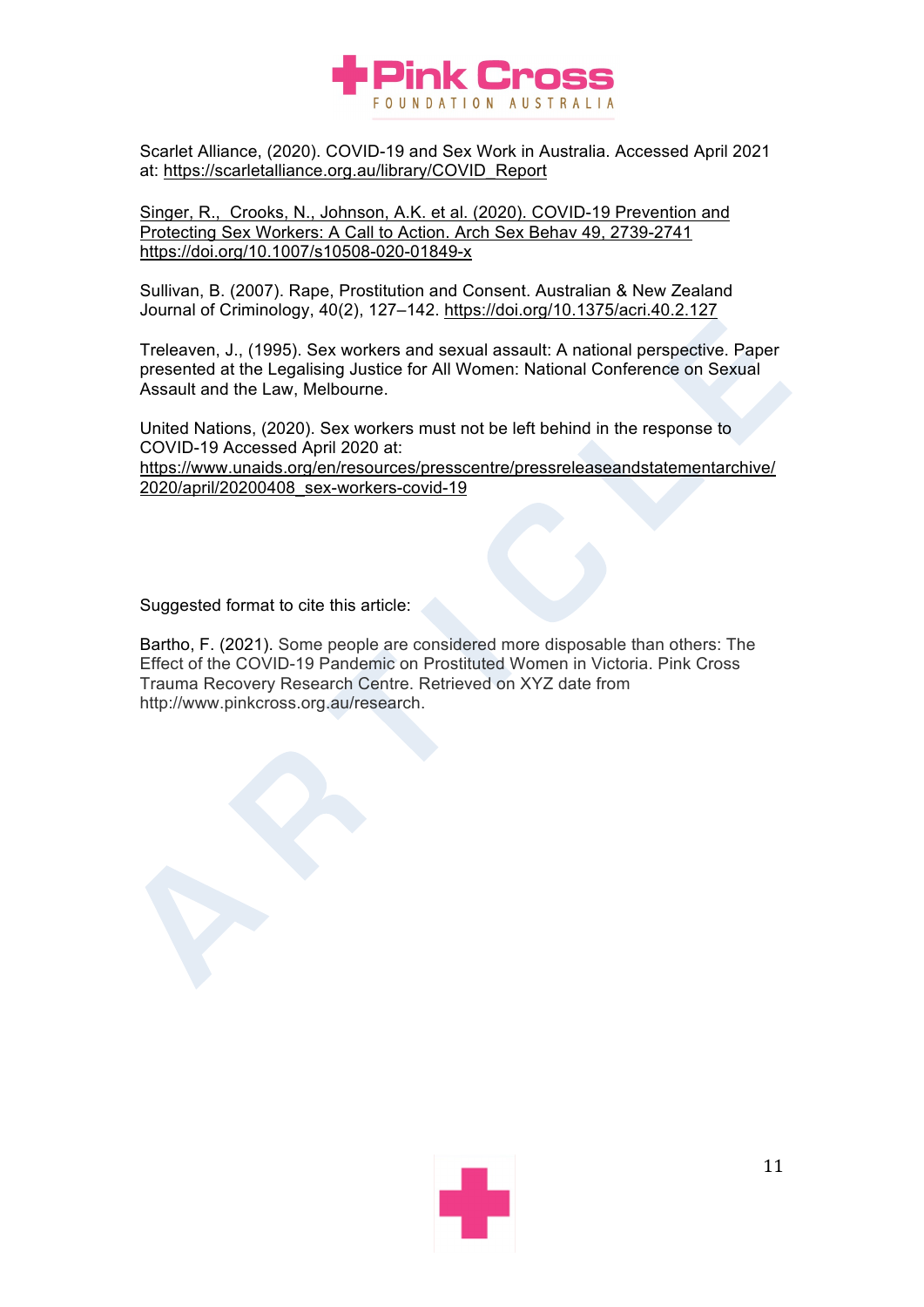Scarlet Alliance, (2020). COVID-19 and Sex Work in Australia. Accessed April 2021 at: https://scarletalliance.org.au/library/COVID_Report

Singer, R., Crooks, N., Johnson, A.K. et al. (2020). COVID-19 Prevention and Protecting Sex Workers: A Call to Action. Arch Sex Behav 49, 2739-2741 https://doi.org/10.1007/s10508-020-01849-x

Sullivan, B. (2007). Rape, Prostitution and Consent. Australian & New Zealand Journal of Criminology, 40(2), 127–142. https://doi.org/10.1375/acri.40.2.127

Treleaven, J., (1995). Sex workers and sexual assault: A national perspective. Paper presented at the Legalising Justice for All Women: National Conference on Sexual Assault and the Law, Melbourne.

United Nations, (2020). Sex workers must not be left behind in the response to COVID-19 Accessed April 2020 at: https://www.unaids.org/en/resources/presscentre/pressreleaseandstatementarchive/2020/april/20200408_sex-workers-covid-19

Suggested format to cite this article:

Bartho, F. (2021). Some people are considered more disposable than others: The Effect of the COVID-19 Pandemic on Prostituted Women in Victoria. Pink Cross Trauma Recovery Research Centre. Retrieved on XYZ date from http://www.pinkcross.org.au/research.